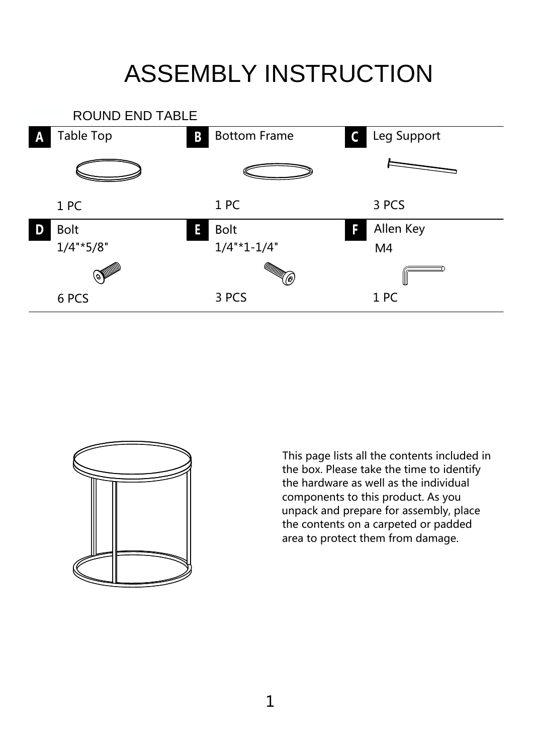# ASSEMBLY INSTRUCTION

ROUND END TABLE

| | | | | | |
|---|---|---|---|---|---|
| **A** | Table Top<br>1 PC | **B** | Bottom Frame<br>1 PC | **C** | Leg Support<br>3 PCS |
| **D** | Bolt<br>1/4"*5/8"<br>6 PCS | **E** | Bolt<br>1/4"*1-1/4"<br>3 PCS | **F** | Allen Key<br>M4<br>1 PC |

This page lists all the contents included in the box. Please take the time to identify the hardware as well as the individual components to this product. As you unpack and prepare for assembly, place the contents on a carpeted or padded area to protect them from damage.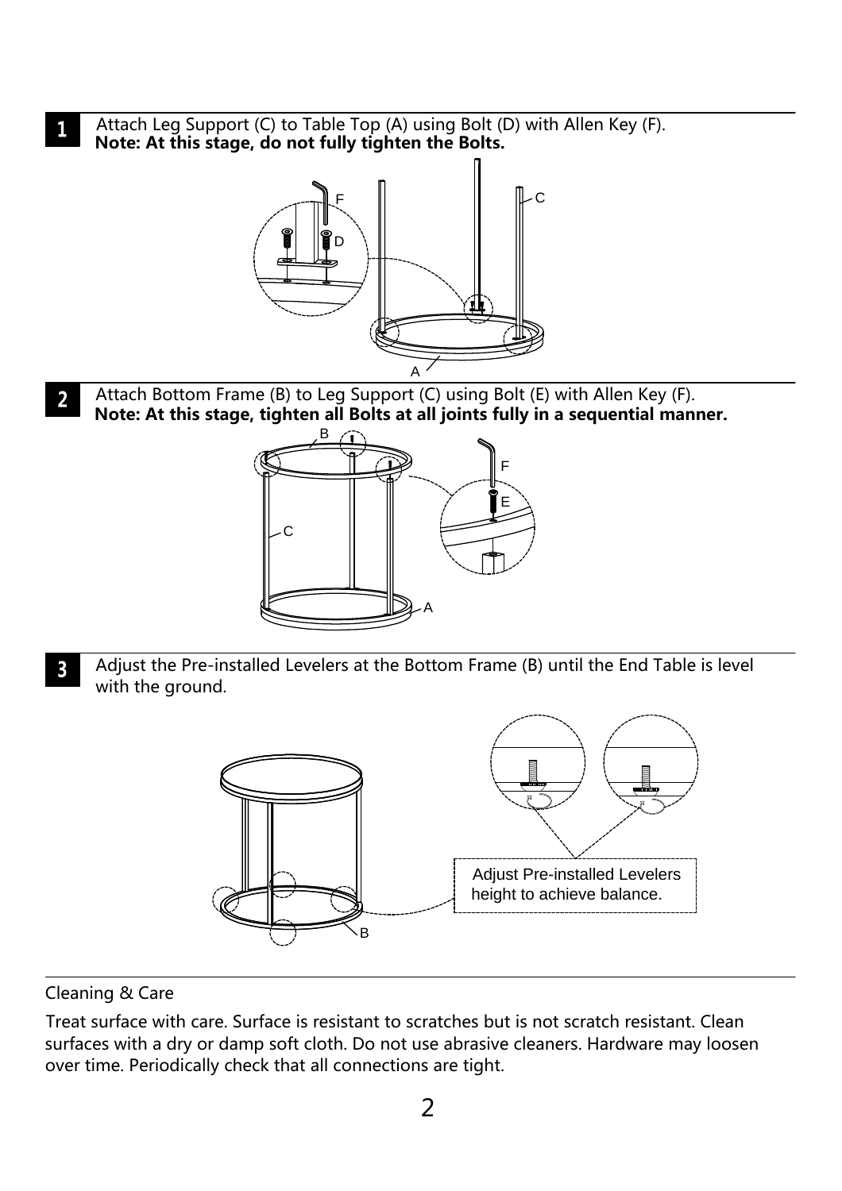**1** Attach Leg Support (C) to Table Top (A) using Bolt (D) with Allen Key (F).
**Note: At this stage, do not fully tighten the Bolts.**

**2** Attach Bottom Frame (B) to Leg Support (C) using Bolt (E) with Allen Key (F).
**Note: At this stage, tighten all Bolts at all joints fully in a sequential manner.**

**3** Adjust the Pre-installed Levelers at the Bottom Frame (B) until the End Table is level with the ground.

Adjust Pre-installed Levelers height to achieve balance.

Cleaning & Care

Treat surface with care. Surface is resistant to scratches but is not scratch resistant. Clean surfaces with a dry or damp soft cloth. Do not use abrasive cleaners. Hardware may loosen over time. Periodically check that all connections are tight.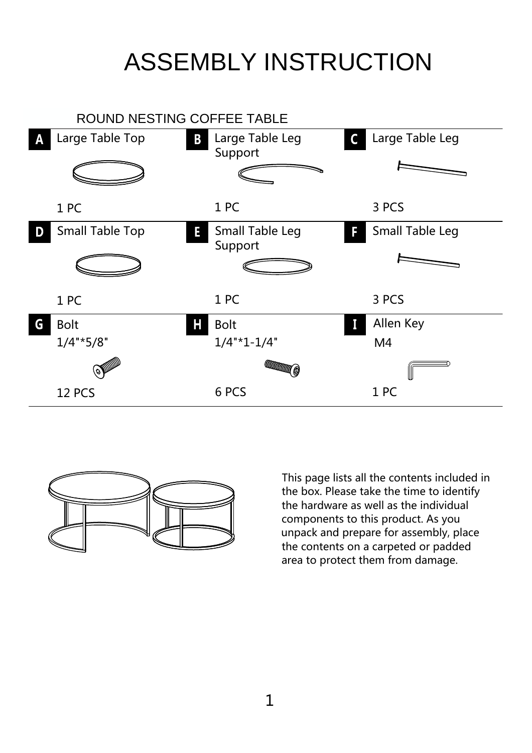# ASSEMBLY INSTRUCTION

## ROUND NESTING COFFEE TABLE

| | | | | | |
|---|---|---|---|---|---|
| **A** | Large Table Top<br><br>1 PC | **B** | Large Table Leg Support<br><br>1 PC | **C** | Large Table Leg<br><br>3 PCS |
| **D** | Small Table Top<br><br>1 PC | **E** | Small Table Leg Support<br><br>1 PC | **F** | Small Table Leg<br><br>3 PCS |
| **G** | Bolt<br>1/4"*5/8"<br><br>12 PCS | **H** | Bolt<br>1/4"*1-1/4"<br><br>6 PCS | **I** | Allen Key<br>M4<br><br>1 PC |

This page lists all the contents included in the box. Please take the time to identify the hardware as well as the individual components to this product. As you unpack and prepare for assembly, place the contents on a carpeted or padded area to protect them from damage.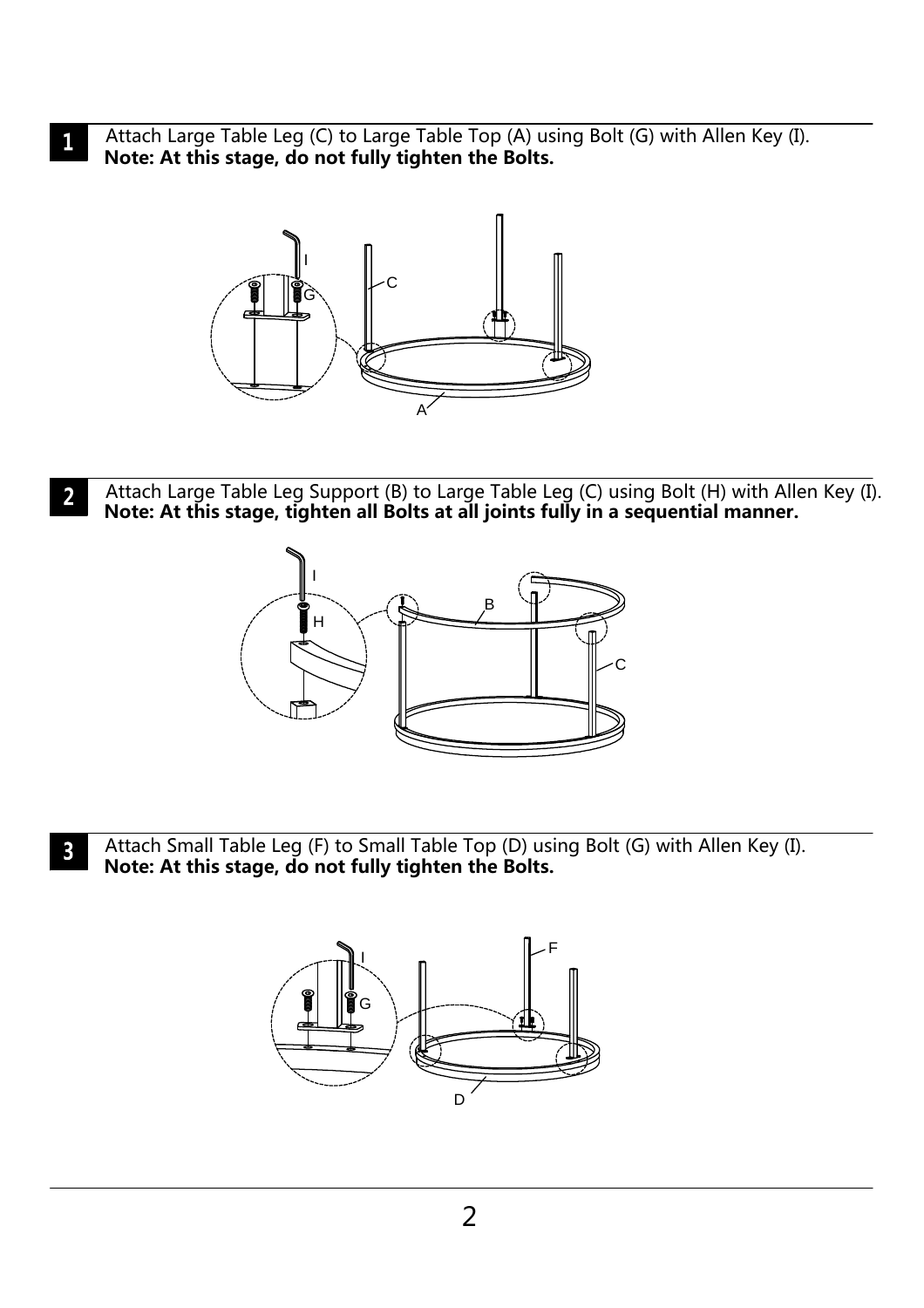**1** Attach Large Table Leg (C) to Large Table Top (A) using Bolt (G) with Allen Key (I).
**Note: At this stage, do not fully tighten the Bolts.**

**2** Attach Large Table Leg Support (B) to Large Table Leg (C) using Bolt (H) with Allen Key (I).
**Note: At this stage, tighten all Bolts at all joints fully in a sequential manner.**

**3** Attach Small Table Leg (F) to Small Table Top (D) using Bolt (G) with Allen Key (I).
**Note: At this stage, do not fully tighten the Bolts.**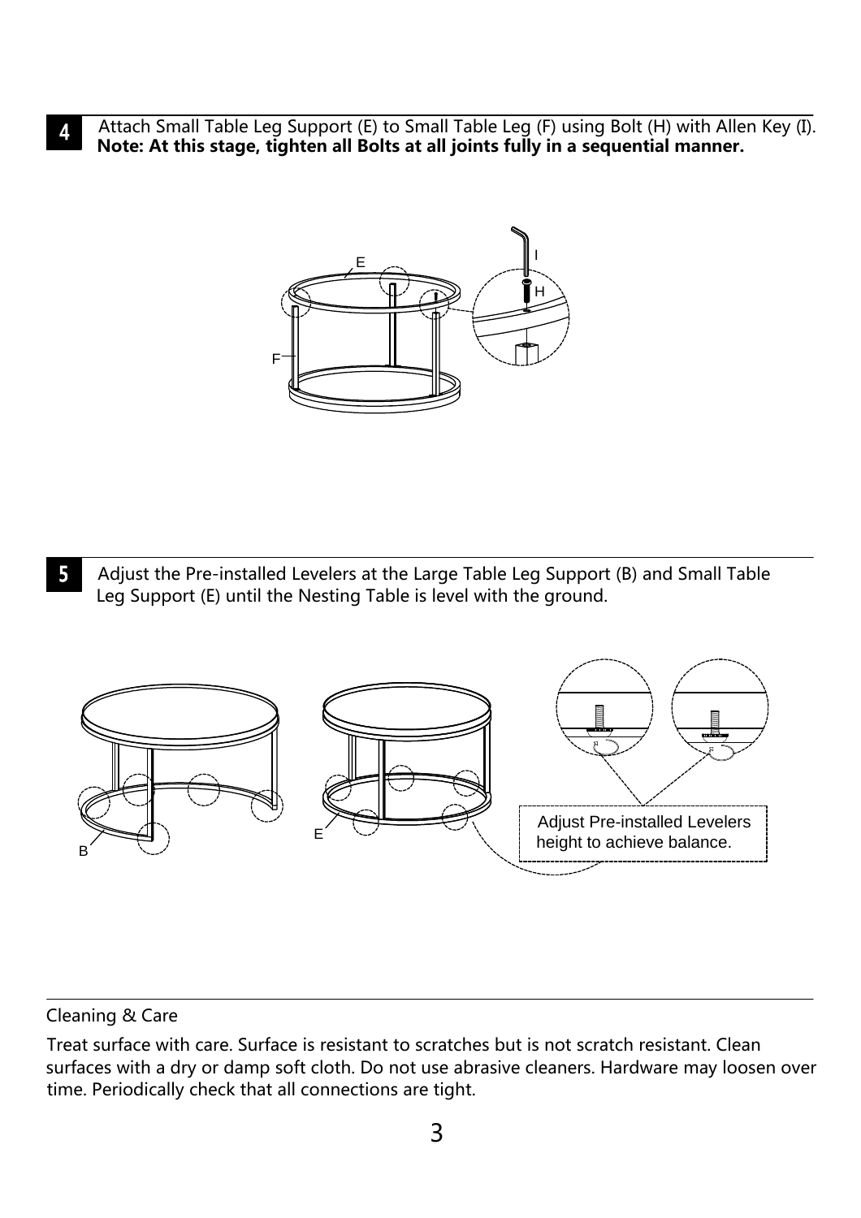**4** Attach Small Table Leg Support (E) to Small Table Leg (F) using Bolt (H) with Allen Key (I).
**Note: At this stage, tighten all Bolts at all joints fully in a sequential manner.**

E

I

H

F

**5** Adjust the Pre-installed Levelers at the Large Table Leg Support (B) and Small Table Leg Support (E) until the Nesting Table is level with the ground.

B

E

Adjust Pre-installed Levelers height to achieve balance.

Cleaning & Care

Treat surface with care. Surface is resistant to scratches but is not scratch resistant. Clean surfaces with a dry or damp soft cloth. Do not use abrasive cleaners. Hardware may loosen over time. Periodically check that all connections are tight.